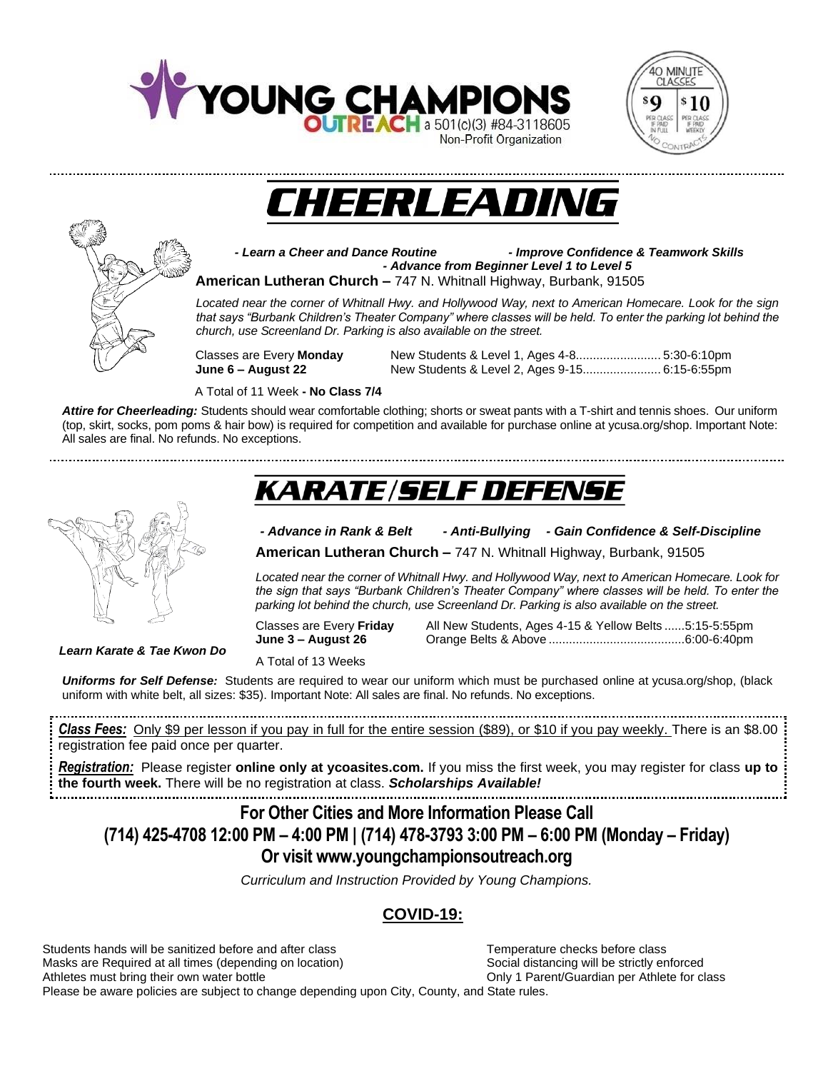# YOUNG CHAMPIONS OUTREACH

a 501(c)(3) #84-3118605 Non-Profit Organization

40 MINUTE CLASSES — $9 PER CLASS IF PAID IN FULL | $10 PER CLASS IF PAID WEEKLY — NO CONTRACTS

## CHEERLEADING

***- Learn a Cheer and Dance Routine - Improve Confidence & Teamwork Skills - Advance from Beginner Level 1 to Level 5***

**American Lutheran Church –** 747 N. Whitnall Highway, Burbank, 91505

*Located near the corner of Whitnall Hwy. and Hollywood Way, next to American Homecare. Look for the sign that says "Burbank Children's Theater Company" where classes will be held. To enter the parking lot behind the church, use Screenland Dr. Parking is also available on the street.*

Classes are Every **Monday**
**June 6 – August 22**

New Students & Level 1, Ages 4-8......................... 5:30-6:10pm
New Students & Level 2, Ages 9-15....................... 6:15-6:55pm

A Total of 11 Week **- No Class 7/4**

***Attire for Cheerleading:*** Students should wear comfortable clothing; shorts or sweat pants with a T-shirt and tennis shoes. Our uniform (top, skirt, socks, pom poms & hair bow) is required for competition and available for purchase online at ycusa.org/shop. Important Note: All sales are final. No refunds. No exceptions.

## KARATE/SELF DEFENSE

***- Advance in Rank & Belt - Anti-Bullying - Gain Confidence & Self-Discipline***

**American Lutheran Church –** 747 N. Whitnall Highway, Burbank, 91505

*Located near the corner of Whitnall Hwy. and Hollywood Way, next to American Homecare. Look for the sign that says "Burbank Children's Theater Company" where classes will be held. To enter the parking lot behind the church, use Screenland Dr. Parking is also available on the street.*

***Learn Karate & Tae Kwon Do***

Classes are Every **Friday**
**June 3 – August 26**

All New Students, Ages 4-15 & Yellow Belts ......5:15-5:55pm
Orange Belts & Above ........................................6:00-6:40pm

A Total of 13 Weeks

***Uniforms for Self Defense:*** Students are required to wear our uniform which must be purchased online at ycusa.org/shop, (black uniform with white belt, all sizes: $35). Important Note: All sales are final. No refunds. No exceptions.

***Class Fees:*** Only $9 per lesson if you pay in full for the entire session ($89), or $10 if you pay weekly. There is an $8.00 registration fee paid once per quarter.

***Registration:*** Please register **online only at ycoasites.com.** If you miss the first week, you may register for class **up to the fourth week.** There will be no registration at class. ***Scholarships Available!***

### For Other Cities and More Information Please Call
### (714) 425-4708 12:00 PM – 4:00 PM | (714) 478-3793 3:00 PM – 6:00 PM (Monday – Friday)
### Or visit www.youngchampionsoutreach.org

*Curriculum and Instruction Provided by Young Champions.*

## COVID-19:

- Students hands will be sanitized before and after class
- Masks are Required at all times (depending on location)
- Athletes must bring their own water bottle
- Temperature checks before class
- Social distancing will be strictly enforced
- Only 1 Parent/Guardian per Athlete for class

Please be aware policies are subject to change depending upon City, County, and State rules.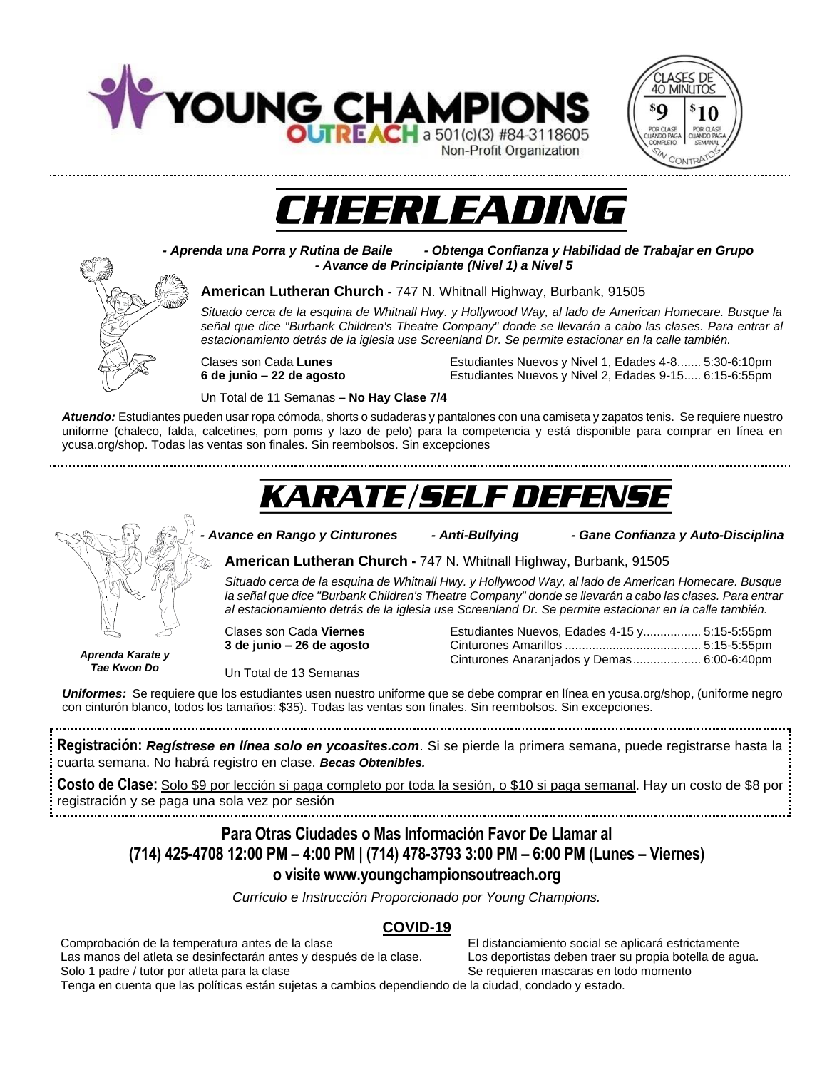YOUNG CHAMPIONS OUTREACH a 501(c)(3) #84-3118605 Non-Profit Organization

CLASES DE 40 MINUTOS
$9 POR CLASE CUANDO PAGA COMPLETO
$10 POR CLASE CUANDO PAGA SEMANAL
SIN CONTRATOS

# CHEERLEADING

*- Aprenda una Porra y Rutina de Baile* *- Obtenga Confianza y Habilidad de Trabajar en Grupo*
*- Avance de Principiante (Nivel 1) a Nivel 5*

**American Lutheran Church -** 747 N. Whitnall Highway, Burbank, 91505

*Situado cerca de la esquina de Whitnall Hwy. y Hollywood Way, al lado de American Homecare. Busque la señal que dice "Burbank Children's Theatre Company" donde se llevarán a cabo las clases. Para entrar al estacionamiento detrás de la iglesia use Screenland Dr. Se permite estacionar en la calle también.*

Clases son Cada **Lunes**
**6 de junio – 22 de agosto**

Estudiantes Nuevos y Nivel 1, Edades 4-8....... 5:30-6:10pm
Estudiantes Nuevos y Nivel 2, Edades 9-15..... 6:15-6:55pm

Un Total de 11 Semanas **– No Hay Clase 7/4**

***Atuendo:*** Estudiantes pueden usar ropa cómoda, shorts o sudaderas y pantalones con una camiseta y zapatos tenis. Se requiere nuestro uniforme (chaleco, falda, calcetines, pom poms y lazo de pelo) para la competencia y está disponible para comprar en línea en ycusa.org/shop. Todas las ventas son finales. Sin reembolsos. Sin excepciones

# KARATE/SELF DEFENSE

*- Avance en Rango y Cinturones* *- Anti-Bullying* *- Gane Confianza y Auto-Disciplina*

***Aprenda Karate y Tae Kwon Do***

**American Lutheran Church -** 747 N. Whitnall Highway, Burbank, 91505

*Situado cerca de la esquina de Whitnall Hwy. y Hollywood Way, al lado de American Homecare. Busque la señal que dice "Burbank Children's Theatre Company" donde se llevarán a cabo las clases. Para entrar al estacionamiento detrás de la iglesia use Screenland Dr. Se permite estacionar en la calle también.*

Clases son Cada **Viernes**
**3 de junio – 26 de agosto**

Estudiantes Nuevos, Edades 4-15 y................. 5:15-5:55pm
Cinturones Amarillos ........................................ 5:15-5:55pm
Cinturones Anaranjados y Demas.................... 6:00-6:40pm

Un Total de 13 Semanas

***Uniformes:*** Se requiere que los estudiantes usen nuestro uniforme que se debe comprar en línea en ycusa.org/shop, (uniforme negro con cinturón blanco, todos los tamaños: $35). Todas las ventas son finales. Sin reembolsos. Sin excepciones.

**Registración:** ***Regístrese en línea solo en ycoasites.com***. Si se pierde la primera semana, puede registrarse hasta la cuarta semana. No habrá registro en clase. ***Becas Obtenibles.***

**Costo de Clase:** Solo $9 por lección si paga completo por toda la sesión, o $10 si paga semanal. Hay un costo de $8 por registración y se paga una sola vez por sesión

**Para Otras Ciudades o Mas Información Favor De Llamar al**
**(714) 425-4708 12:00 PM – 4:00 PM | (714) 478-3793 3:00 PM – 6:00 PM (Lunes – Viernes)**
**o visite www.youngchampionsoutreach.org**

*Currículo e Instrucción Proporcionado por Young Champions.*

## COVID-19

Comprobación de la temperatura antes de la clase
Las manos del atleta se desinfectarán antes y después de la clase.
Solo 1 padre / tutor por atleta para la clase
El distanciamiento social se aplicará estrictamente
Los deportistas deben traer su propia botella de agua.
Se requieren mascaras en todo momento
Tenga en cuenta que las políticas están sujetas a cambios dependiendo de la ciudad, condado y estado.